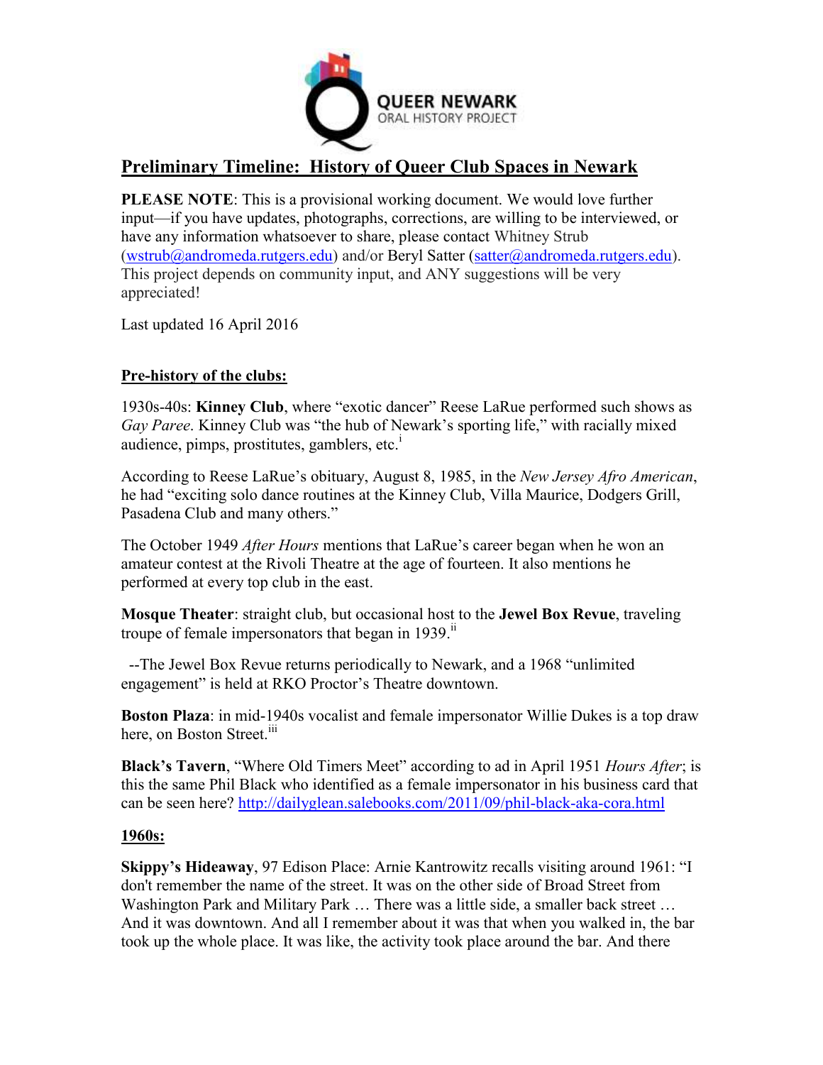QUEER NEWARK
ORAL HISTORY PROJECT

# Preliminary Timeline: History of Queer Club Spaces in Newark

**PLEASE NOTE**: This is a provisional working document. We would love further input—if you have updates, photographs, corrections, are willing to be interviewed, or have any information whatsoever to share, please contact Whitney Strub (wstrub@andromeda.rutgers.edu) and/or Beryl Satter (satter@andromeda.rutgers.edu). This project depends on community input, and ANY suggestions will be very appreciated!

Last updated 16 April 2016

## Pre-history of the clubs:

1930s-40s: **Kinney Club**, where "exotic dancer" Reese LaRue performed such shows as *Gay Paree*. Kinney Club was "the hub of Newark's sporting life," with racially mixed audience, pimps, prostitutes, gamblers, etc.[i]

According to Reese LaRue's obituary, August 8, 1985, in the *New Jersey Afro American*, he had "exciting solo dance routines at the Kinney Club, Villa Maurice, Dodgers Grill, Pasadena Club and many others."

The October 1949 *After Hours* mentions that LaRue's career began when he won an amateur contest at the Rivoli Theatre at the age of fourteen. It also mentions he performed at every top club in the east.

**Mosque Theater**: straight club, but occasional host to the **Jewel Box Revue**, traveling troupe of female impersonators that began in 1939.[ii]

--The Jewel Box Revue returns periodically to Newark, and a 1968 "unlimited engagement" is held at RKO Proctor's Theatre downtown.

**Boston Plaza**: in mid-1940s vocalist and female impersonator Willie Dukes is a top draw here, on Boston Street.[iii]

**Black's Tavern**, "Where Old Timers Meet" according to ad in April 1951 *Hours After*; is this the same Phil Black who identified as a female impersonator in his business card that can be seen here? http://dailyglean.salebooks.com/2011/09/phil-black-aka-cora.html

## 1960s:

**Skippy's Hideaway**, 97 Edison Place: Arnie Kantrowitz recalls visiting around 1961: "I don't remember the name of the street. It was on the other side of Broad Street from Washington Park and Military Park … There was a little side, a smaller back street … And it was downtown. And all I remember about it was that when you walked in, the bar took up the whole place. It was like, the activity took place around the bar. And there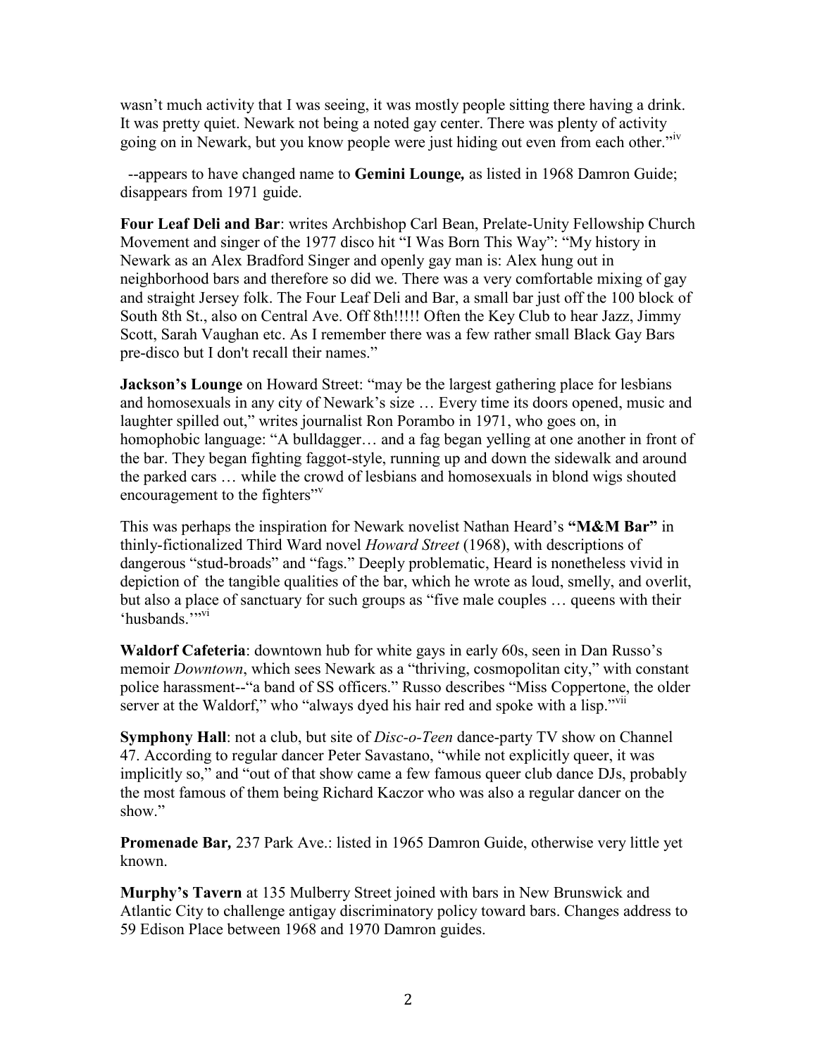wasn't much activity that I was seeing, it was mostly people sitting there having a drink. It was pretty quiet. Newark not being a noted gay center. There was plenty of activity going on in Newark, but you know people were just hiding out even from each other."[iv]

--appears to have changed name to **Gemini Lounge,** as listed in 1968 Damron Guide; disappears from 1971 guide.

**Four Leaf Deli and Bar**: writes Archbishop Carl Bean, Prelate-Unity Fellowship Church Movement and singer of the 1977 disco hit "I Was Born This Way": "My history in Newark as an Alex Bradford Singer and openly gay man is: Alex hung out in neighborhood bars and therefore so did we. There was a very comfortable mixing of gay and straight Jersey folk. The Four Leaf Deli and Bar, a small bar just off the 100 block of South 8th St., also on Central Ave. Off 8th!!!!! Often the Key Club to hear Jazz, Jimmy Scott, Sarah Vaughan etc. As I remember there was a few rather small Black Gay Bars pre-disco but I don't recall their names."

**Jackson's Lounge** on Howard Street: "may be the largest gathering place for lesbians and homosexuals in any city of Newark's size … Every time its doors opened, music and laughter spilled out," writes journalist Ron Porambo in 1971, who goes on, in homophobic language: "A bulldagger… and a fag began yelling at one another in front of the bar. They began fighting faggot-style, running up and down the sidewalk and around the parked cars … while the crowd of lesbians and homosexuals in blond wigs shouted encouragement to the fighters"[v]

This was perhaps the inspiration for Newark novelist Nathan Heard's **"M&M Bar"** in thinly-fictionalized Third Ward novel *Howard Street* (1968), with descriptions of dangerous "stud-broads" and "fags." Deeply problematic, Heard is nonetheless vivid in depiction of the tangible qualities of the bar, which he wrote as loud, smelly, and overlit, but also a place of sanctuary for such groups as "five male couples … queens with their 'husbands.'"[vi]

**Waldorf Cafeteria**: downtown hub for white gays in early 60s, seen in Dan Russo's memoir *Downtown*, which sees Newark as a "thriving, cosmopolitan city," with constant police harassment--"a band of SS officers." Russo describes "Miss Coppertone, the older server at the Waldorf," who "always dyed his hair red and spoke with a lisp."[vii]

**Symphony Hall**: not a club, but site of *Disc-o-Teen* dance-party TV show on Channel 47. According to regular dancer Peter Savastano, "while not explicitly queer, it was implicitly so," and "out of that show came a few famous queer club dance DJs, probably the most famous of them being Richard Kaczor who was also a regular dancer on the show."

**Promenade Bar,** 237 Park Ave.: listed in 1965 Damron Guide, otherwise very little yet known.

**Murphy's Tavern** at 135 Mulberry Street joined with bars in New Brunswick and Atlantic City to challenge antigay discriminatory policy toward bars. Changes address to 59 Edison Place between 1968 and 1970 Damron guides.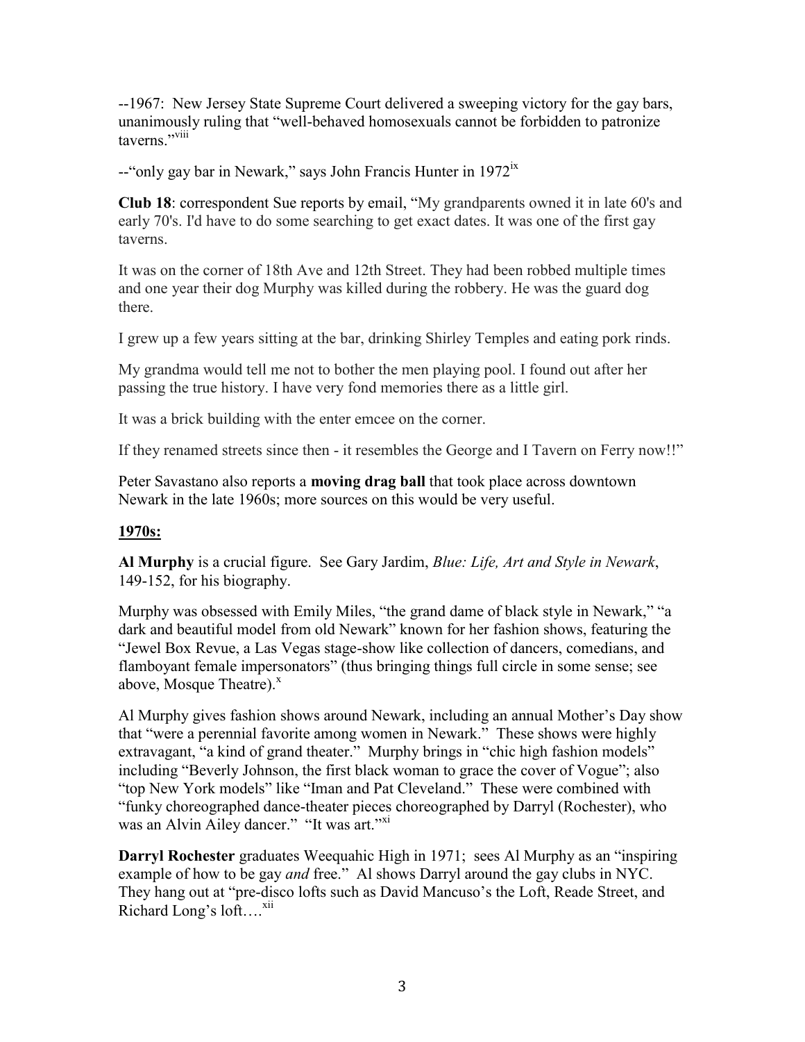--1967: New Jersey State Supreme Court delivered a sweeping victory for the gay bars, unanimously ruling that "well-behaved homosexuals cannot be forbidden to patronize taverns."[viii]

--"only gay bar in Newark," says John Francis Hunter in 1972[ix]

**Club 18**: correspondent Sue reports by email, "My grandparents owned it in late 60's and early 70's. I'd have to do some searching to get exact dates. It was one of the first gay taverns.

It was on the corner of 18th Ave and 12th Street. They had been robbed multiple times and one year their dog Murphy was killed during the robbery. He was the guard dog there.

I grew up a few years sitting at the bar, drinking Shirley Temples and eating pork rinds.

My grandma would tell me not to bother the men playing pool. I found out after her passing the true history. I have very fond memories there as a little girl.

It was a brick building with the enter emcee on the corner.

If they renamed streets since then - it resembles the George and I Tavern on Ferry now!!"

Peter Savastano also reports a **moving drag ball** that took place across downtown Newark in the late 1960s; more sources on this would be very useful.

## 1970s:

**Al Murphy** is a crucial figure. See Gary Jardim, *Blue: Life, Art and Style in Newark*, 149-152, for his biography.

Murphy was obsessed with Emily Miles, "the grand dame of black style in Newark," "a dark and beautiful model from old Newark" known for her fashion shows, featuring the "Jewel Box Revue, a Las Vegas stage-show like collection of dancers, comedians, and flamboyant female impersonators" (thus bringing things full circle in some sense; see above, Mosque Theatre).[x]

Al Murphy gives fashion shows around Newark, including an annual Mother's Day show that "were a perennial favorite among women in Newark." These shows were highly extravagant, "a kind of grand theater." Murphy brings in "chic high fashion models" including "Beverly Johnson, the first black woman to grace the cover of Vogue"; also "top New York models" like "Iman and Pat Cleveland." These were combined with "funky choreographed dance-theater pieces choreographed by Darryl (Rochester), who was an Alvin Ailey dancer." "It was art."[xi]

**Darryl Rochester** graduates Weequahic High in 1971; sees Al Murphy as an "inspiring example of how to be gay *and* free." Al shows Darryl around the gay clubs in NYC. They hang out at "pre-disco lofts such as David Mancuso's the Loft, Reade Street, and Richard Long's loft….[xii]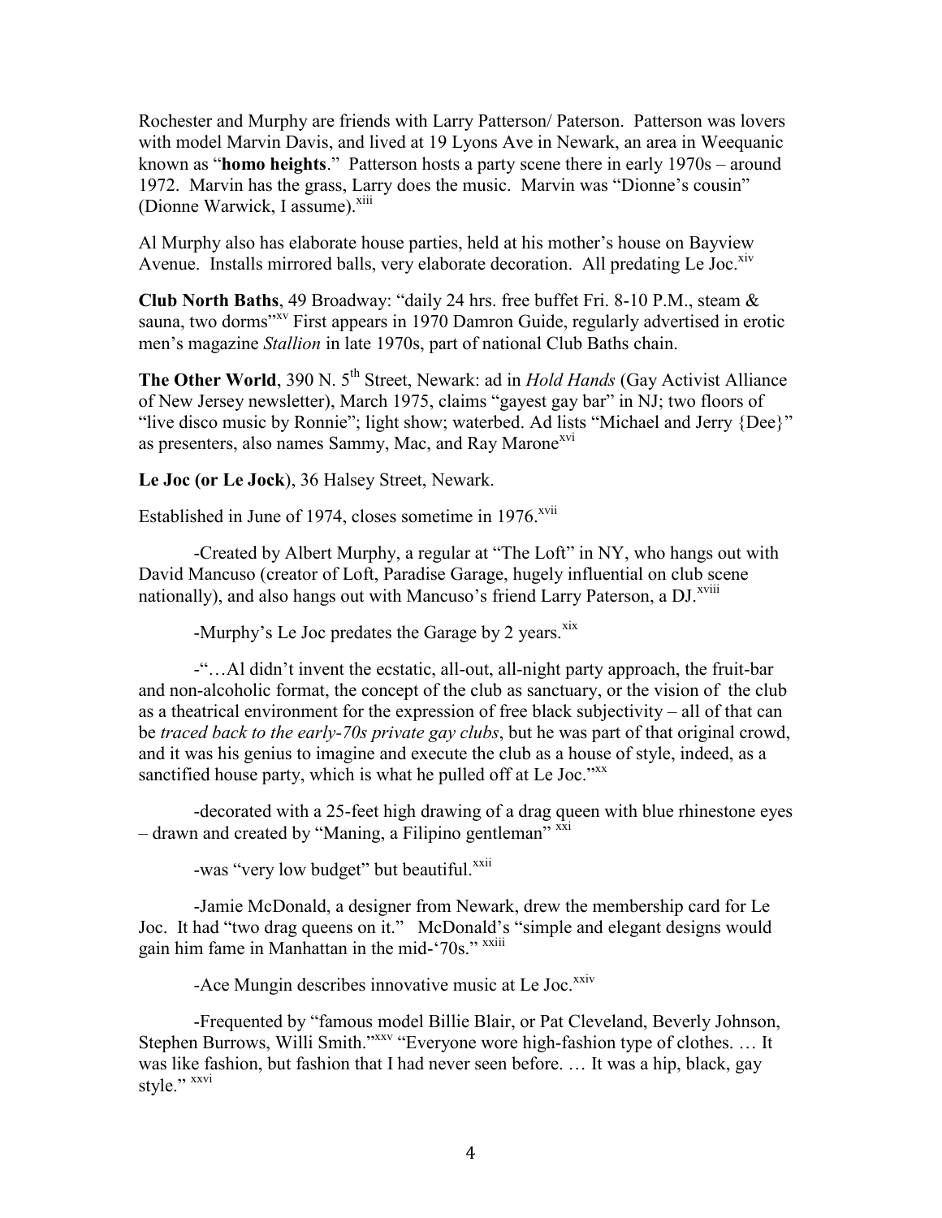Rochester and Murphy are friends with Larry Patterson/ Paterson. Patterson was lovers with model Marvin Davis, and lived at 19 Lyons Ave in Newark, an area in Weequanic known as "**homo heights**." Patterson hosts a party scene there in early 1970s – around 1972. Marvin has the grass, Larry does the music. Marvin was "Dionne's cousin" (Dionne Warwick, I assume).[xiii]

Al Murphy also has elaborate house parties, held at his mother's house on Bayview Avenue. Installs mirrored balls, very elaborate decoration. All predating Le Joc.[xiv]

**Club North Baths**, 49 Broadway: "daily 24 hrs. free buffet Fri. 8-10 P.M., steam & sauna, two dorms"[xv] First appears in 1970 Damron Guide, regularly advertised in erotic men's magazine *Stallion* in late 1970s, part of national Club Baths chain.

**The Other World**, 390 N. 5th Street, Newark: ad in *Hold Hands* (Gay Activist Alliance of New Jersey newsletter), March 1975, claims "gayest gay bar" in NJ; two floors of "live disco music by Ronnie"; light show; waterbed. Ad lists "Michael and Jerry {Dee}" as presenters, also names Sammy, Mac, and Ray Marone[xvi]

**Le Joc (or Le Jock)**, 36 Halsey Street, Newark.

Established in June of 1974, closes sometime in 1976.[xvii]

-Created by Albert Murphy, a regular at "The Loft" in NY, who hangs out with David Mancuso (creator of Loft, Paradise Garage, hugely influential on club scene nationally), and also hangs out with Mancuso's friend Larry Paterson, a DJ.[xviii]

-Murphy's Le Joc predates the Garage by 2 years.[xix]

-"…Al didn't invent the ecstatic, all-out, all-night party approach, the fruit-bar and non-alcoholic format, the concept of the club as sanctuary, or the vision of the club as a theatrical environment for the expression of free black subjectivity – all of that can be *traced back to the early-70s private gay clubs*, but he was part of that original crowd, and it was his genius to imagine and execute the club as a house of style, indeed, as a sanctified house party, which is what he pulled off at Le Joc."[xx]

-decorated with a 25-feet high drawing of a drag queen with blue rhinestone eyes – drawn and created by "Maning, a Filipino gentleman" [xxi]

-was "very low budget" but beautiful.[xxii]

-Jamie McDonald, a designer from Newark, drew the membership card for Le Joc. It had "two drag queens on it." McDonald's "simple and elegant designs would gain him fame in Manhattan in the mid-'70s." [xxiii]

-Ace Mungin describes innovative music at Le Joc.[xxiv]

-Frequented by "famous model Billie Blair, or Pat Cleveland, Beverly Johnson, Stephen Burrows, Willi Smith."[xxv] "Everyone wore high-fashion type of clothes. … It was like fashion, but fashion that I had never seen before. … It was a hip, black, gay style." [xxvi]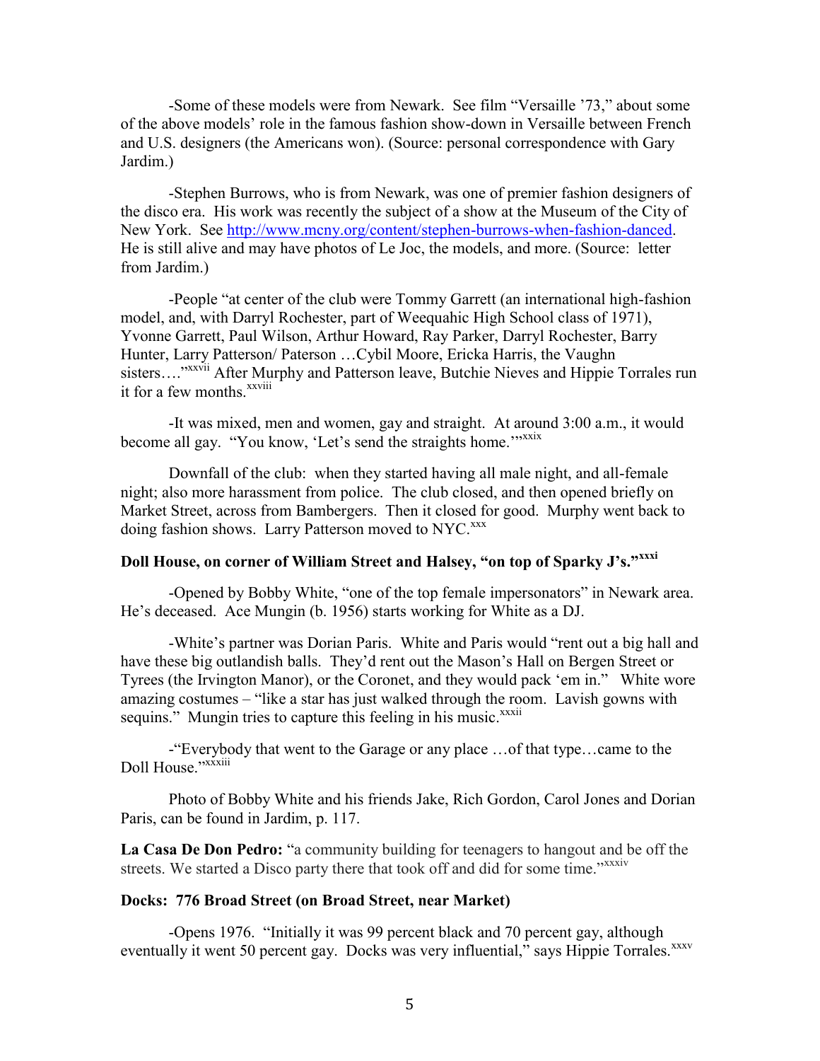-Some of these models were from Newark. See film "Versaille '73," about some of the above models' role in the famous fashion show-down in Versaille between French and U.S. designers (the Americans won). (Source: personal correspondence with Gary Jardim.)

-Stephen Burrows, who is from Newark, was one of premier fashion designers of the disco era. His work was recently the subject of a show at the Museum of the City of New York. See http://www.mcny.org/content/stephen-burrows-when-fashion-danced. He is still alive and may have photos of Le Joc, the models, and more. (Source: letter from Jardim.)

-People "at center of the club were Tommy Garrett (an international high-fashion model, and, with Darryl Rochester, part of Weequahic High School class of 1971), Yvonne Garrett, Paul Wilson, Arthur Howard, Ray Parker, Darryl Rochester, Barry Hunter, Larry Patterson/ Paterson …Cybil Moore, Ericka Harris, the Vaughn sisters…."[xxvii] After Murphy and Patterson leave, Butchie Nieves and Hippie Torrales run it for a few months.[xxviii]

-It was mixed, men and women, gay and straight. At around 3:00 a.m., it would become all gay. "You know, 'Let's send the straights home.'"[xxix]

Downfall of the club: when they started having all male night, and all-female night; also more harassment from police. The club closed, and then opened briefly on Market Street, across from Bambergers. Then it closed for good. Murphy went back to doing fashion shows. Larry Patterson moved to NYC.[xxx]

**Doll House, on corner of William Street and Halsey, "on top of Sparky J's."[xxxi]**

-Opened by Bobby White, "one of the top female impersonators" in Newark area. He's deceased. Ace Mungin (b. 1956) starts working for White as a DJ.

-White's partner was Dorian Paris. White and Paris would "rent out a big hall and have these big outlandish balls. They'd rent out the Mason's Hall on Bergen Street or Tyrees (the Irvington Manor), or the Coronet, and they would pack 'em in." White wore amazing costumes – "like a star has just walked through the room. Lavish gowns with sequins." Mungin tries to capture this feeling in his music.[xxxii]

-"Everybody that went to the Garage or any place …of that type…came to the Doll House."[xxxiii]

Photo of Bobby White and his friends Jake, Rich Gordon, Carol Jones and Dorian Paris, can be found in Jardim, p. 117.

**La Casa De Don Pedro:** "a community building for teenagers to hangout and be off the streets. We started a Disco party there that took off and did for some time."[xxxiv]

**Docks: 776 Broad Street (on Broad Street, near Market)**

-Opens 1976. "Initially it was 99 percent black and 70 percent gay, although eventually it went 50 percent gay. Docks was very influential," says Hippie Torrales.[xxxv]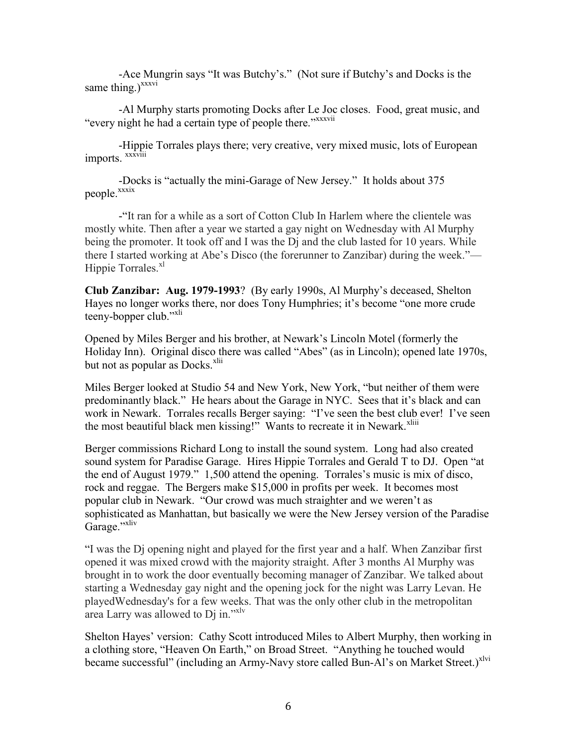-Ace Mungrin says "It was Butchy's." (Not sure if Butchy's and Docks is the same thing.)[xxxvi]

-Al Murphy starts promoting Docks after Le Joc closes. Food, great music, and "every night he had a certain type of people there."[xxxvii]

-Hippie Torrales plays there; very creative, very mixed music, lots of European imports. [xxxviii]

-Docks is "actually the mini-Garage of New Jersey." It holds about 375 people.[xxxix]

-"It ran for a while as a sort of Cotton Club In Harlem where the clientele was mostly white. Then after a year we started a gay night on Wednesday with Al Murphy being the promoter. It took off and I was the Dj and the club lasted for 10 years. While there I started working at Abe's Disco (the forerunner to Zanzibar) during the week."— Hippie Torrales.[xl]

**Club Zanzibar: Aug. 1979-1993**? (By early 1990s, Al Murphy's deceased, Shelton Hayes no longer works there, nor does Tony Humphries; it's become "one more crude teeny-bopper club."[xli]

Opened by Miles Berger and his brother, at Newark's Lincoln Motel (formerly the Holiday Inn). Original disco there was called "Abes" (as in Lincoln); opened late 1970s, but not as popular as Docks.[xlii]

Miles Berger looked at Studio 54 and New York, New York, "but neither of them were predominantly black." He hears about the Garage in NYC. Sees that it's black and can work in Newark. Torrales recalls Berger saying: "I've seen the best club ever! I've seen the most beautiful black men kissing!" Wants to recreate it in Newark.[xliii]

Berger commissions Richard Long to install the sound system. Long had also created sound system for Paradise Garage. Hires Hippie Torrales and Gerald T to DJ. Open "at the end of August 1979." 1,500 attend the opening. Torrales's music is mix of disco, rock and reggae. The Bergers make $15,000 in profits per week. It becomes most popular club in Newark. "Our crowd was much straighter and we weren't as sophisticated as Manhattan, but basically we were the New Jersey version of the Paradise Garage."[xliv]

"I was the Dj opening night and played for the first year and a half. When Zanzibar first opened it was mixed crowd with the majority straight. After 3 months Al Murphy was brought in to work the door eventually becoming manager of Zanzibar. We talked about starting a Wednesday gay night and the opening jock for the night was Larry Levan. He playedWednesday's for a few weeks. That was the only other club in the metropolitan area Larry was allowed to Dj in."[xlv]

Shelton Hayes' version: Cathy Scott introduced Miles to Albert Murphy, then working in a clothing store, "Heaven On Earth," on Broad Street. "Anything he touched would became successful" (including an Army-Navy store called Bun-Al's on Market Street.)[xlvi]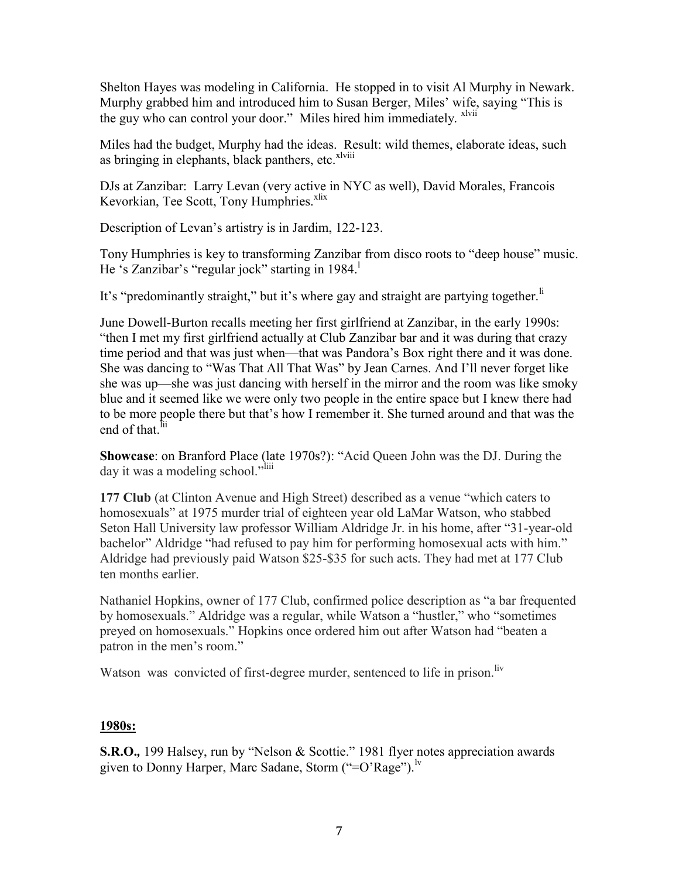Shelton Hayes was modeling in California. He stopped in to visit Al Murphy in Newark. Murphy grabbed him and introduced him to Susan Berger, Miles' wife, saying "This is the guy who can control your door." Miles hired him immediately. [xlvii]

Miles had the budget, Murphy had the ideas. Result: wild themes, elaborate ideas, such as bringing in elephants, black panthers, etc.[xlviii]

DJs at Zanzibar: Larry Levan (very active in NYC as well), David Morales, Francois Kevorkian, Tee Scott, Tony Humphries.[xlix]

Description of Levan's artistry is in Jardim, 122-123.

Tony Humphries is key to transforming Zanzibar from disco roots to "deep house" music. He 's Zanzibar's "regular jock" starting in 1984.[l]

It's "predominantly straight," but it's where gay and straight are partying together.[li]

June Dowell-Burton recalls meeting her first girlfriend at Zanzibar, in the early 1990s: "then I met my first girlfriend actually at Club Zanzibar bar and it was during that crazy time period and that was just when—that was Pandora's Box right there and it was done. She was dancing to "Was That All That Was" by Jean Carnes. And I'll never forget like she was up—she was just dancing with herself in the mirror and the room was like smoky blue and it seemed like we were only two people in the entire space but I knew there had to be more people there but that's how I remember it. She turned around and that was the end of that.[lii]

**Showcase**: on Branford Place (late 1970s?): "Acid Queen John was the DJ. During the day it was a modeling school."[liii]

**177 Club** (at Clinton Avenue and High Street) described as a venue "which caters to homosexuals" at 1975 murder trial of eighteen year old LaMar Watson, who stabbed Seton Hall University law professor William Aldridge Jr. in his home, after "31-year-old bachelor" Aldridge "had refused to pay him for performing homosexual acts with him." Aldridge had previously paid Watson $25-$35 for such acts. They had met at 177 Club ten months earlier.

Nathaniel Hopkins, owner of 177 Club, confirmed police description as "a bar frequented by homosexuals." Aldridge was a regular, while Watson a "hustler," who "sometimes preyed on homosexuals." Hopkins once ordered him out after Watson had "beaten a patron in the men's room."

Watson was convicted of first-degree murder, sentenced to life in prison.[liv]

## **1980s:**

**S.R.O.,** 199 Halsey, run by "Nelson & Scottie." 1981 flyer notes appreciation awards given to Donny Harper, Marc Sadane, Storm ("=O'Rage").[lv]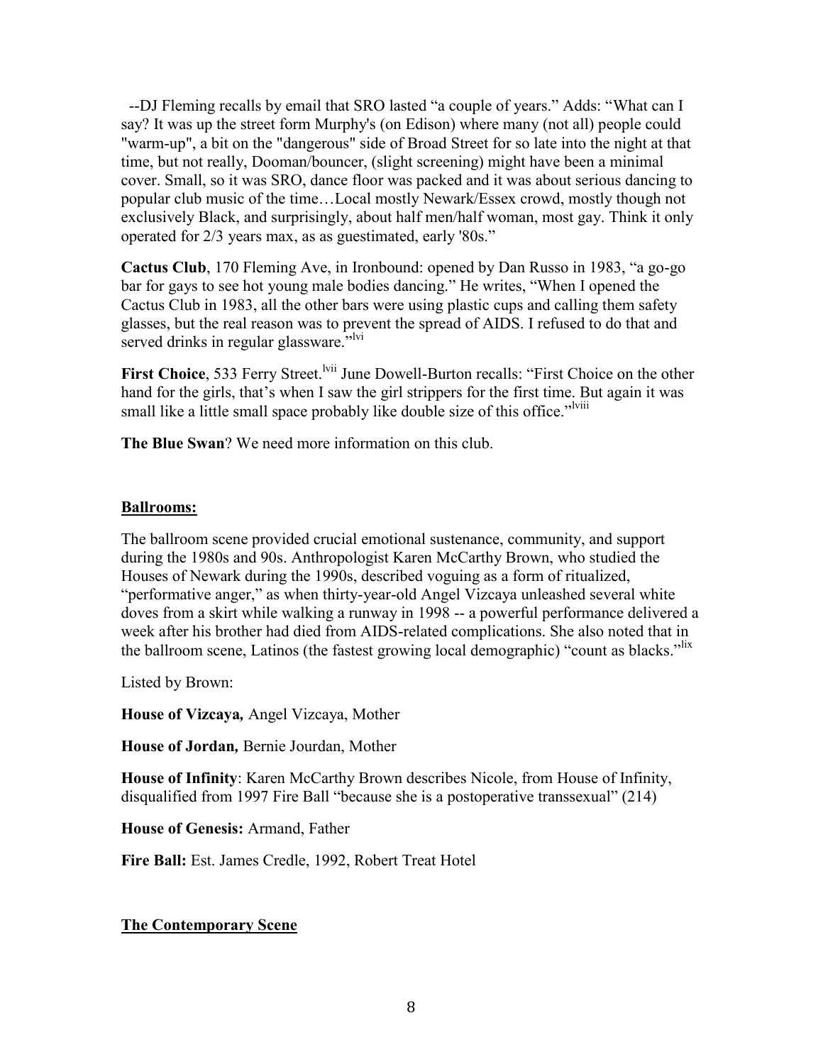--DJ Fleming recalls by email that SRO lasted "a couple of years." Adds: "What can I say? It was up the street form Murphy's (on Edison) where many (not all) people could "warm-up", a bit on the "dangerous" side of Broad Street for so late into the night at that time, but not really, Dooman/bouncer, (slight screening) might have been a minimal cover. Small, so it was SRO, dance floor was packed and it was about serious dancing to popular club music of the time…Local mostly Newark/Essex crowd, mostly though not exclusively Black, and surprisingly, about half men/half woman, most gay. Think it only operated for 2/3 years max, as as guestimated, early '80s."

**Cactus Club**, 170 Fleming Ave, in Ironbound: opened by Dan Russo in 1983, "a go-go bar for gays to see hot young male bodies dancing." He writes, "When I opened the Cactus Club in 1983, all the other bars were using plastic cups and calling them safety glasses, but the real reason was to prevent the spread of AIDS. I refused to do that and served drinks in regular glassware."[lvi]

**First Choice**, 533 Ferry Street.[lvii] June Dowell-Burton recalls: "First Choice on the other hand for the girls, that's when I saw the girl strippers for the first time. But again it was small like a little small space probably like double size of this office."[lviii]

**The Blue Swan**? We need more information on this club.

## Ballrooms:

The ballroom scene provided crucial emotional sustenance, community, and support during the 1980s and 90s. Anthropologist Karen McCarthy Brown, who studied the Houses of Newark during the 1990s, described voguing as a form of ritualized, "performative anger," as when thirty-year-old Angel Vizcaya unleashed several white doves from a skirt while walking a runway in 1998 -- a powerful performance delivered a week after his brother had died from AIDS-related complications. She also noted that in the ballroom scene, Latinos (the fastest growing local demographic) "count as blacks."[lix]

Listed by Brown:

**House of Vizcaya***,* Angel Vizcaya, Mother

**House of Jordan***,* Bernie Jourdan, Mother

**House of Infinity**: Karen McCarthy Brown describes Nicole, from House of Infinity, disqualified from 1997 Fire Ball "because she is a postoperative transsexual" (214)

**House of Genesis:** Armand, Father

**Fire Ball:** Est. James Credle, 1992, Robert Treat Hotel

## The Contemporary Scene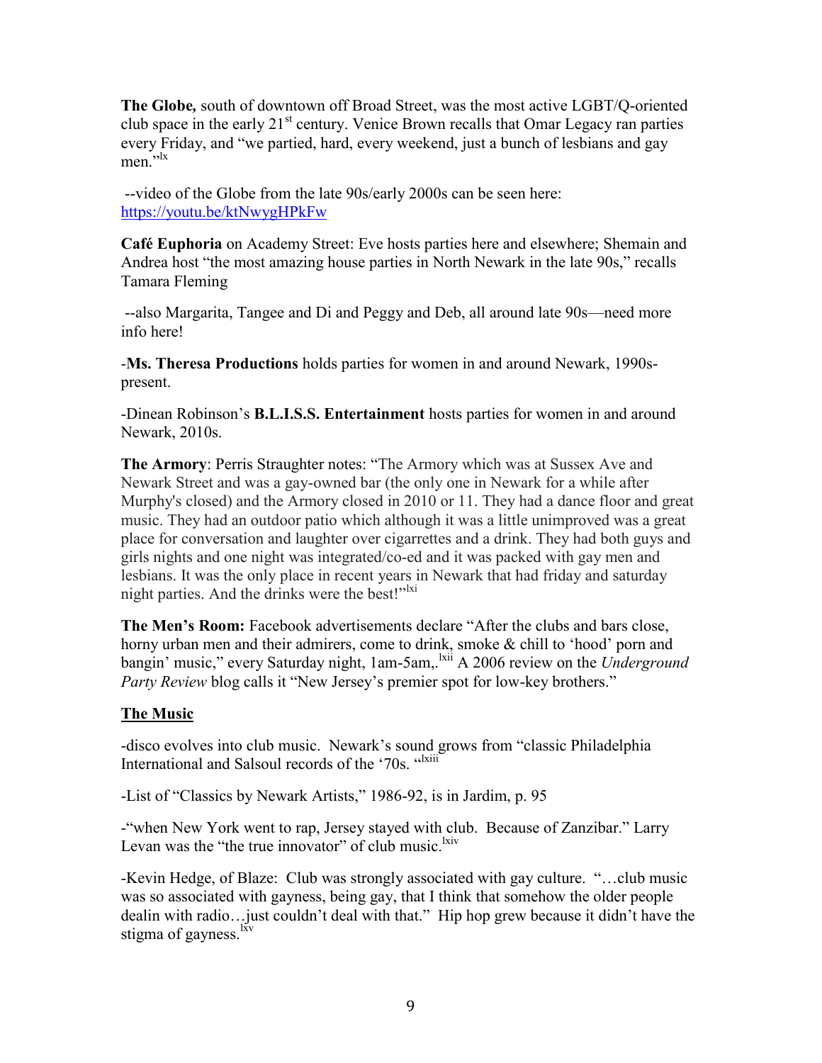**The Globe,** south of downtown off Broad Street, was the most active LGBT/Q-oriented club space in the early 21st century. Venice Brown recalls that Omar Legacy ran parties every Friday, and "we partied, hard, every weekend, just a bunch of lesbians and gay men."[lx]

--video of the Globe from the late 90s/early 2000s can be seen here: https://youtu.be/ktNwygHPkFw

**Café Euphoria** on Academy Street: Eve hosts parties here and elsewhere; Shemain and Andrea host "the most amazing house parties in North Newark in the late 90s," recalls Tamara Fleming

--also Margarita, Tangee and Di and Peggy and Deb, all around late 90s—need more info here!

-**Ms. Theresa Productions** holds parties for women in and around Newark, 1990s-present.

-Dinean Robinson's **B.L.I.S.S. Entertainment** hosts parties for women in and around Newark, 2010s.

**The Armory**: Perris Straughter notes: "The Armory which was at Sussex Ave and Newark Street and was a gay-owned bar (the only one in Newark for a while after Murphy's closed) and the Armory closed in 2010 or 11. They had a dance floor and great music. They had an outdoor patio which although it was a little unimproved was a great place for conversation and laughter over cigarrettes and a drink. They had both guys and girls nights and one night was integrated/co-ed and it was packed with gay men and lesbians. It was the only place in recent years in Newark that had friday and saturday night parties. And the drinks were the best!"[lxi]

**The Men's Room:** Facebook advertisements declare "After the clubs and bars close, horny urban men and their admirers, come to drink, smoke & chill to 'hood' porn and bangin' music," every Saturday night, 1am-5am,.[lxii] A 2006 review on the *Underground Party Review* blog calls it "New Jersey's premier spot for low-key brothers."

## The Music

-disco evolves into club music. Newark's sound grows from "classic Philadelphia International and Salsoul records of the '70s. "[lxiii]

-List of "Classics by Newark Artists," 1986-92, is in Jardim, p. 95

-"when New York went to rap, Jersey stayed with club. Because of Zanzibar." Larry Levan was the "the true innovator" of club music.[lxiv]

-Kevin Hedge, of Blaze: Club was strongly associated with gay culture. "…club music was so associated with gayness, being gay, that I think that somehow the older people dealin with radio…just couldn't deal with that." Hip hop grew because it didn't have the stigma of gayness.[lxv]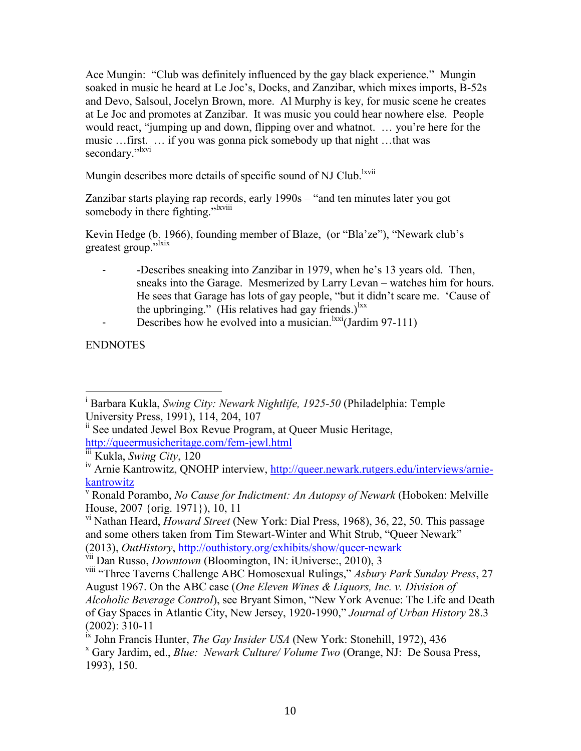Ace Mungin: "Club was definitely influenced by the gay black experience." Mungin soaked in music he heard at Le Joc's, Docks, and Zanzibar, which mixes imports, B-52s and Devo, Salsoul, Jocelyn Brown, more. Al Murphy is key, for music scene he creates at Le Joc and promotes at Zanzibar. It was music you could hear nowhere else. People would react, "jumping up and down, flipping over and whatnot. … you're here for the music …first. … if you was gonna pick somebody up that night …that was secondary."[lxvi]

Mungin describes more details of specific sound of NJ Club.[lxvii]

Zanzibar starts playing rap records, early 1990s – "and ten minutes later you got somebody in there fighting."[lxviii]

Kevin Hedge (b. 1966), founding member of Blaze, (or "Bla'ze"), "Newark club's greatest group."[lxix]

- -Describes sneaking into Zanzibar in 1979, when he's 13 years old. Then, sneaks into the Garage. Mesmerized by Larry Levan – watches him for hours. He sees that Garage has lots of gay people, "but it didn't scare me. 'Cause of the upbringing." (His relatives had gay friends.)[lxx]
- Describes how he evolved into a musician.[lxxi](Jardim 97-111)

ENDNOTES

---

[i] Barbara Kukla, *Swing City: Newark Nightlife, 1925-50* (Philadelphia: Temple University Press, 1991), 114, 204, 107

[ii] See undated Jewel Box Revue Program, at Queer Music Heritage, http://queermusicheritage.com/fem-jewl.html

[iii] Kukla, *Swing City*, 120

[iv] Arnie Kantrowitz, QNOHP interview, http://queer.newark.rutgers.edu/interviews/arnie-kantrowitz

[v] Ronald Porambo, *No Cause for Indictment: An Autopsy of Newark* (Hoboken: Melville House, 2007 {orig. 1971}), 10, 11

[vi] Nathan Heard, *Howard Street* (New York: Dial Press, 1968), 36, 22, 50. This passage and some others taken from Tim Stewart-Winter and Whit Strub, "Queer Newark" (2013), *OutHistory*, http://outhistory.org/exhibits/show/queer-newark

[vii] Dan Russo, *Downtown* (Bloomington, IN: iUniverse:, 2010), 3

[viii] "Three Taverns Challenge ABC Homosexual Rulings," *Asbury Park Sunday Press*, 27 August 1967. On the ABC case (*One Eleven Wines & Liquors, Inc. v. Division of Alcoholic Beverage Control*), see Bryant Simon, "New York Avenue: The Life and Death of Gay Spaces in Atlantic City, New Jersey, 1920-1990," *Journal of Urban History* 28.3 (2002): 310-11

[ix] John Francis Hunter, *The Gay Insider USA* (New York: Stonehill, 1972), 436

[x] Gary Jardim, ed., *Blue: Newark Culture/ Volume Two* (Orange, NJ: De Sousa Press, 1993), 150.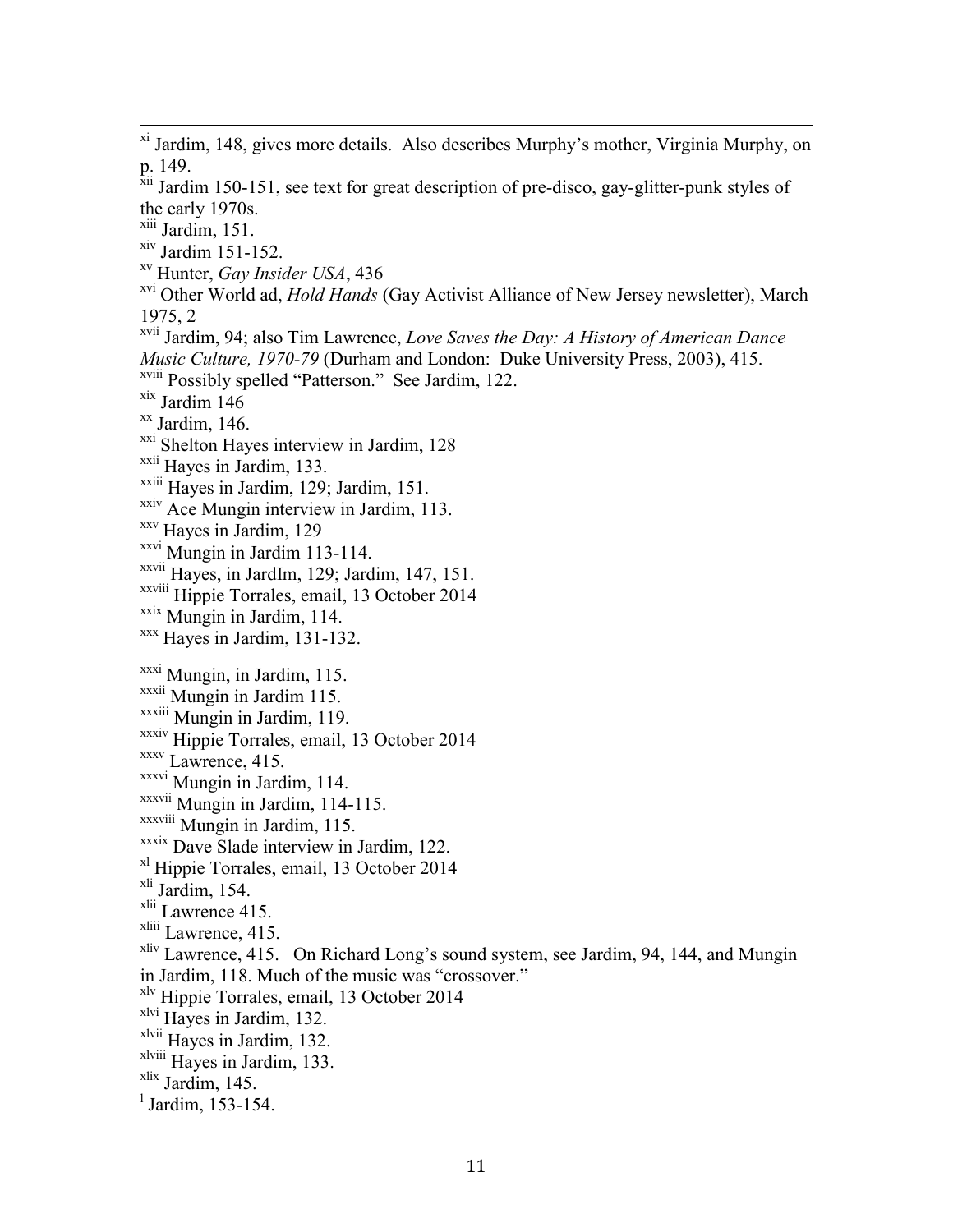[xi] Jardim, 148, gives more details. Also describes Murphy's mother, Virginia Murphy, on p. 149.

[xii] Jardim 150-151, see text for great description of pre-disco, gay-glitter-punk styles of the early 1970s.

[xiii] Jardim, 151.

[xiv] Jardim 151-152.

[xv] Hunter, *Gay Insider USA*, 436

[xvi] Other World ad, *Hold Hands* (Gay Activist Alliance of New Jersey newsletter), March 1975, 2

[xvii] Jardim, 94; also Tim Lawrence, *Love Saves the Day: A History of American Dance Music Culture, 1970-79* (Durham and London: Duke University Press, 2003), 415.

[xviii] Possibly spelled "Patterson." See Jardim, 122.

[xix] Jardim 146

[xx] Jardim, 146.

[xxi] Shelton Hayes interview in Jardim, 128

[xxii] Hayes in Jardim, 133.

[xxiii] Hayes in Jardim, 129; Jardim, 151.

[xxiv] Ace Mungin interview in Jardim, 113.

[xxv] Hayes in Jardim, 129

[xxvi] Mungin in Jardim 113-114.

[xxvii] Hayes, in JardIm, 129; Jardim, 147, 151.

[xxviii] Hippie Torrales, email, 13 October 2014

[xxix] Mungin in Jardim, 114.

[xxx] Hayes in Jardim, 131-132.

[xxxi] Mungin, in Jardim, 115.

[xxxii] Mungin in Jardim 115.

[xxxiii] Mungin in Jardim, 119.

[xxxiv] Hippie Torrales, email, 13 October 2014

[xxxv] Lawrence, 415.

[xxxvi] Mungin in Jardim, 114.

[xxxvii] Mungin in Jardim, 114-115.

[xxxviii] Mungin in Jardim, 115.

[xxxix] Dave Slade interview in Jardim, 122.

[xl] Hippie Torrales, email, 13 October 2014

[xli] Jardim, 154.

[xlii] Lawrence 415.

[xliii] Lawrence, 415.

[xliv] Lawrence, 415. On Richard Long's sound system, see Jardim, 94, 144, and Mungin in Jardim, 118. Much of the music was "crossover."

[xlv] Hippie Torrales, email, 13 October 2014

[xlvi] Hayes in Jardim, 132.

[xlvii] Hayes in Jardim, 132.

[xlviii] Hayes in Jardim, 133.

[xlix] Jardim, 145.

[l] Jardim, 153-154.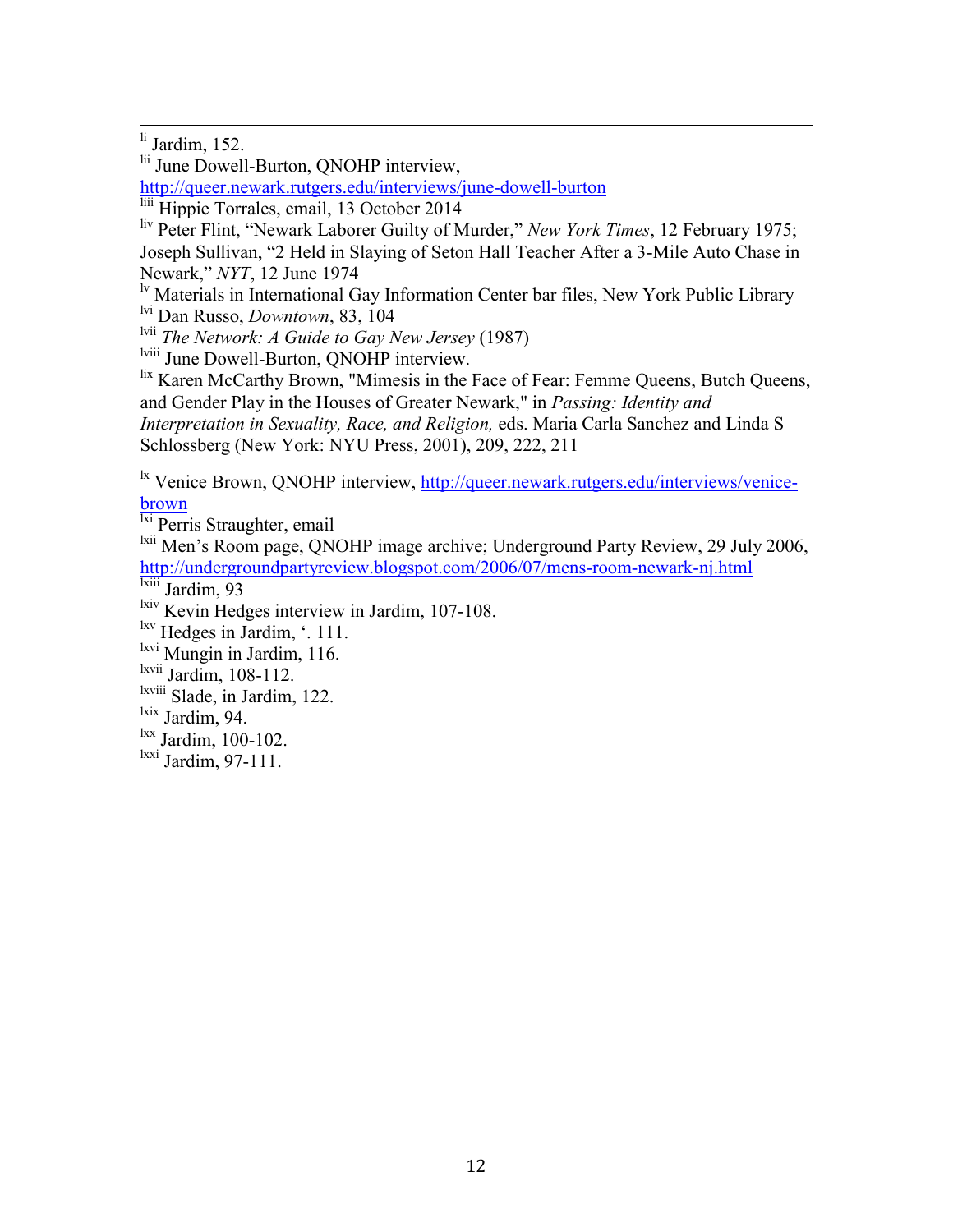[li] Jardim, 152.

[lii] June Dowell-Burton, QNOHP interview, http://queer.newark.rutgers.edu/interviews/june-dowell-burton

[liii] Hippie Torrales, email, 13 October 2014

[liv] Peter Flint, "Newark Laborer Guilty of Murder," *New York Times*, 12 February 1975; Joseph Sullivan, "2 Held in Slaying of Seton Hall Teacher After a 3-Mile Auto Chase in Newark," *NYT*, 12 June 1974

[lv] Materials in International Gay Information Center bar files, New York Public Library

[lvi] Dan Russo, *Downtown*, 83, 104

[lvii] *The Network: A Guide to Gay New Jersey* (1987)

[lviii] June Dowell-Burton, QNOHP interview.

[lix] Karen McCarthy Brown, "Mimesis in the Face of Fear: Femme Queens, Butch Queens, and Gender Play in the Houses of Greater Newark," in *Passing: Identity and Interpretation in Sexuality, Race, and Religion,* eds. Maria Carla Sanchez and Linda S Schlossberg (New York: NYU Press, 2001), 209, 222, 211

[lx] Venice Brown, QNOHP interview, http://queer.newark.rutgers.edu/interviews/venice-brown

[lxi] Perris Straughter, email

[lxii] Men's Room page, QNOHP image archive; Underground Party Review, 29 July 2006, http://undergroundpartyreview.blogspot.com/2006/07/mens-room-newark-nj.html

[lxiii] Jardim, 93

[lxiv] Kevin Hedges interview in Jardim, 107-108.

[lxv] Hedges in Jardim, '. 111.

[lxvi] Mungin in Jardim, 116.

[lxvii] Jardim, 108-112.

[lxviii] Slade, in Jardim, 122.

[lxix] Jardim, 94.

[lxx] Jardim, 100-102.

[lxxi] Jardim, 97-111.